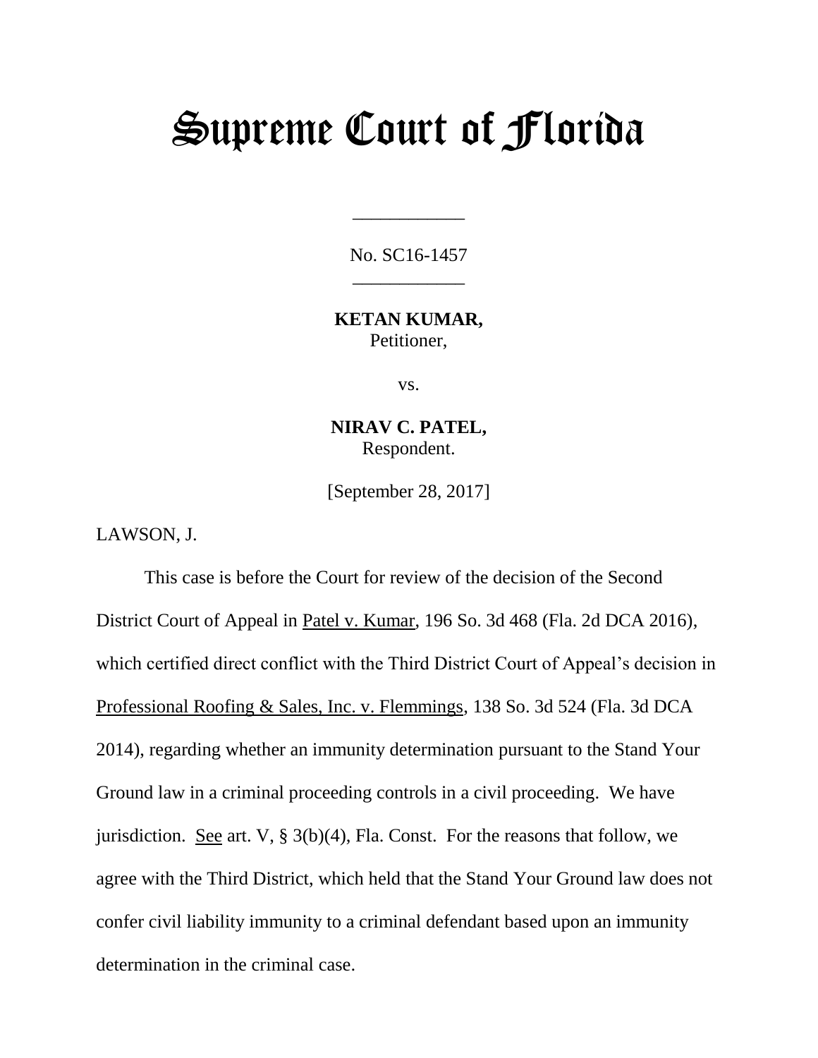# Supreme Court of Florida

____________

No. SC16-1457

____________

**KETAN KUMAR,**
Petitioner,

vs.

**NIRAV C. PATEL,**
Respondent.

[September 28, 2017]

LAWSON, J.

This case is before the Court for review of the decision of the Second District Court of Appeal in Patel v. Kumar, 196 So. 3d 468 (Fla. 2d DCA 2016), which certified direct conflict with the Third District Court of Appeal's decision in Professional Roofing & Sales, Inc. v. Flemmings, 138 So. 3d 524 (Fla. 3d DCA 2014), regarding whether an immunity determination pursuant to the Stand Your Ground law in a criminal proceeding controls in a civil proceeding. We have jurisdiction. See art. V, § 3(b)(4), Fla. Const. For the reasons that follow, we agree with the Third District, which held that the Stand Your Ground law does not confer civil liability immunity to a criminal defendant based upon an immunity determination in the criminal case.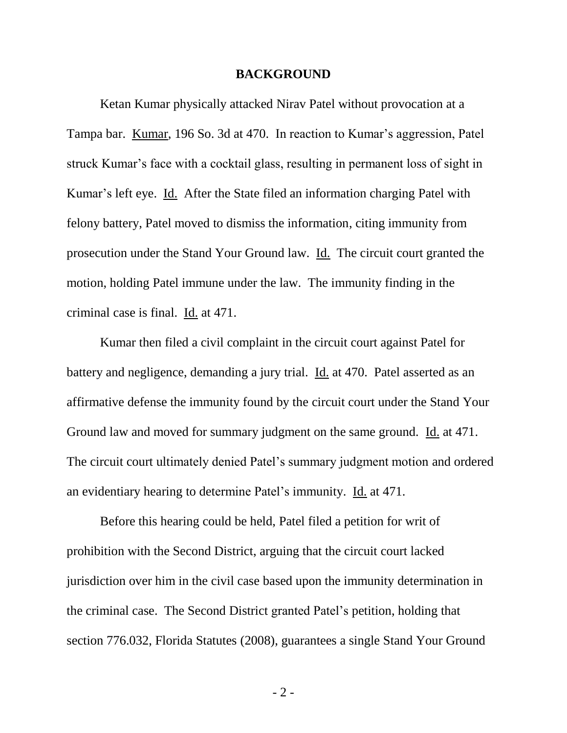## BACKGROUND

Ketan Kumar physically attacked Nirav Patel without provocation at a Tampa bar. Kumar, 196 So. 3d at 470. In reaction to Kumar's aggression, Patel struck Kumar's face with a cocktail glass, resulting in permanent loss of sight in Kumar's left eye. Id. After the State filed an information charging Patel with felony battery, Patel moved to dismiss the information, citing immunity from prosecution under the Stand Your Ground law. Id. The circuit court granted the motion, holding Patel immune under the law. The immunity finding in the criminal case is final. Id. at 471.

Kumar then filed a civil complaint in the circuit court against Patel for battery and negligence, demanding a jury trial. Id. at 470. Patel asserted as an affirmative defense the immunity found by the circuit court under the Stand Your Ground law and moved for summary judgment on the same ground. Id. at 471. The circuit court ultimately denied Patel's summary judgment motion and ordered an evidentiary hearing to determine Patel's immunity. Id. at 471.

Before this hearing could be held, Patel filed a petition for writ of prohibition with the Second District, arguing that the circuit court lacked jurisdiction over him in the civil case based upon the immunity determination in the criminal case. The Second District granted Patel's petition, holding that section 776.032, Florida Statutes (2008), guarantees a single Stand Your Ground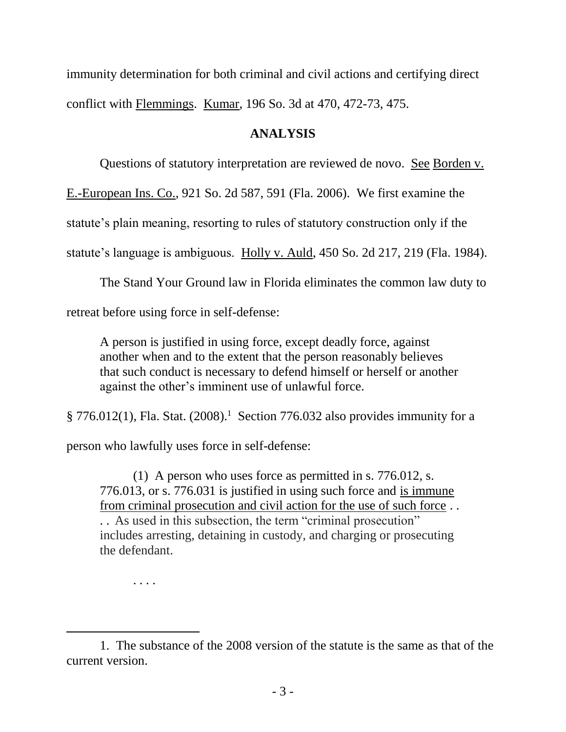immunity determination for both criminal and civil actions and certifying direct conflict with Flemmings. Kumar, 196 So. 3d at 470, 472-73, 475.

## ANALYSIS

Questions of statutory interpretation are reviewed de novo. See Borden v. E.-European Ins. Co., 921 So. 2d 587, 591 (Fla. 2006). We first examine the statute's plain meaning, resorting to rules of statutory construction only if the statute's language is ambiguous. Holly v. Auld, 450 So. 2d 217, 219 (Fla. 1984).

The Stand Your Ground law in Florida eliminates the common law duty to retreat before using force in self-defense:

> A person is justified in using force, except deadly force, against another when and to the extent that the person reasonably believes that such conduct is necessary to defend himself or herself or another against the other's imminent use of unlawful force.

§ 776.012(1), Fla. Stat. (2008).[1] Section 776.032 also provides immunity for a person who lawfully uses force in self-defense:

> (1) A person who uses force as permitted in s. 776.012, s. 776.013, or s. 776.031 is justified in using such force and is immune from criminal prosecution and civil action for the use of such force . . . . As used in this subsection, the term "criminal prosecution" includes arresting, detaining in custody, and charging or prosecuting the defendant.
>
> . . . .

1. The substance of the 2008 version of the statute is the same as that of the current version.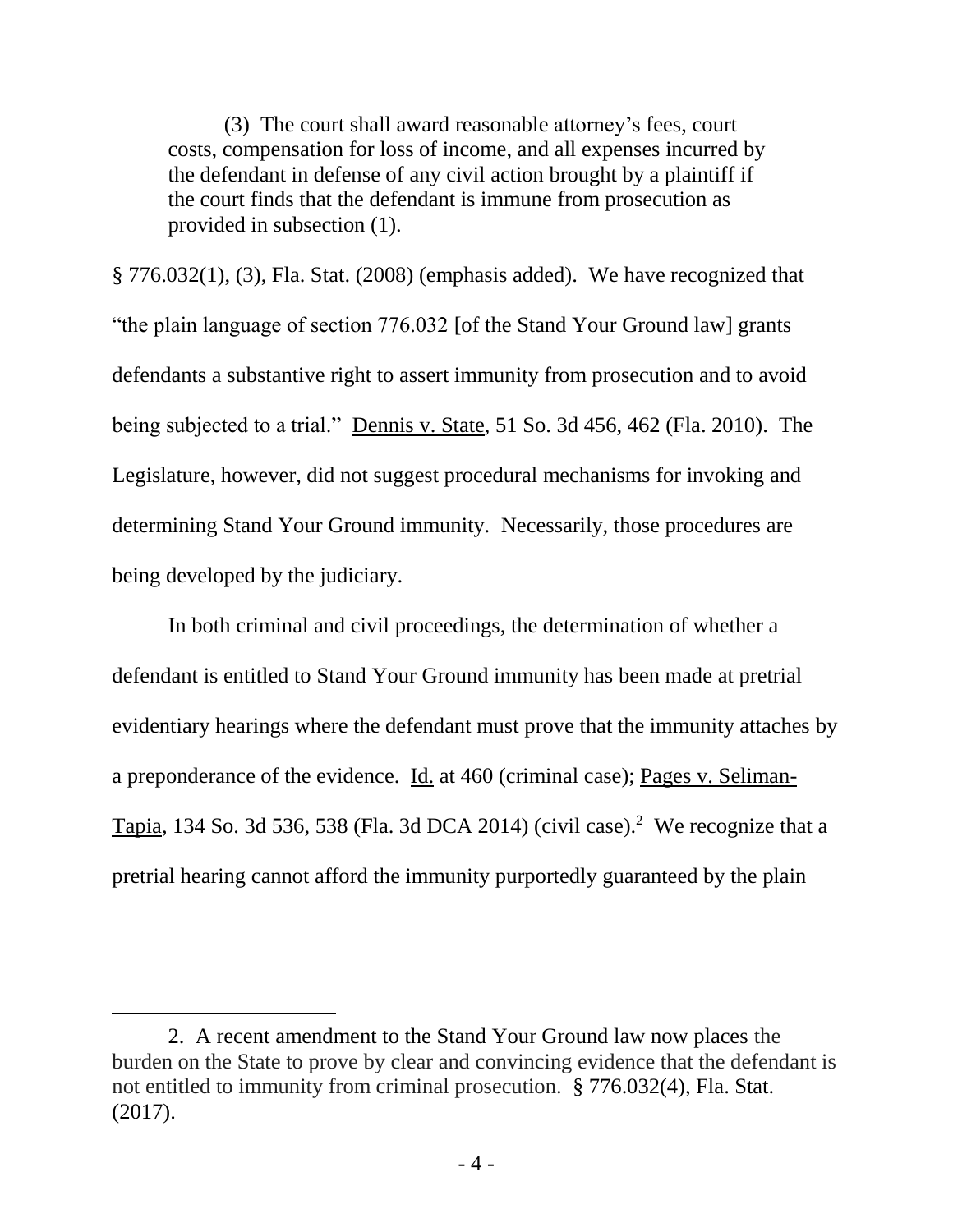> (3) The court shall award reasonable attorney's fees, court costs, compensation for loss of income, and all expenses incurred by the defendant in defense of any civil action brought by a plaintiff if the court finds that the defendant is immune from prosecution as provided in subsection (1).

§ 776.032(1), (3), Fla. Stat. (2008) (emphasis added). We have recognized that "the plain language of section 776.032 [of the Stand Your Ground law] grants defendants a substantive right to assert immunity from prosecution and to avoid being subjected to a trial." Dennis v. State, 51 So. 3d 456, 462 (Fla. 2010). The Legislature, however, did not suggest procedural mechanisms for invoking and determining Stand Your Ground immunity. Necessarily, those procedures are being developed by the judiciary.

In both criminal and civil proceedings, the determination of whether a defendant is entitled to Stand Your Ground immunity has been made at pretrial evidentiary hearings where the defendant must prove that the immunity attaches by a preponderance of the evidence. Id. at 460 (criminal case); Pages v. Seliman-Tapia, 134 So. 3d 536, 538 (Fla. 3d DCA 2014) (civil case).[2] We recognize that a pretrial hearing cannot afford the immunity purportedly guaranteed by the plain

---

2. A recent amendment to the Stand Your Ground law now places the burden on the State to prove by clear and convincing evidence that the defendant is not entitled to immunity from criminal prosecution. § 776.032(4), Fla. Stat. (2017).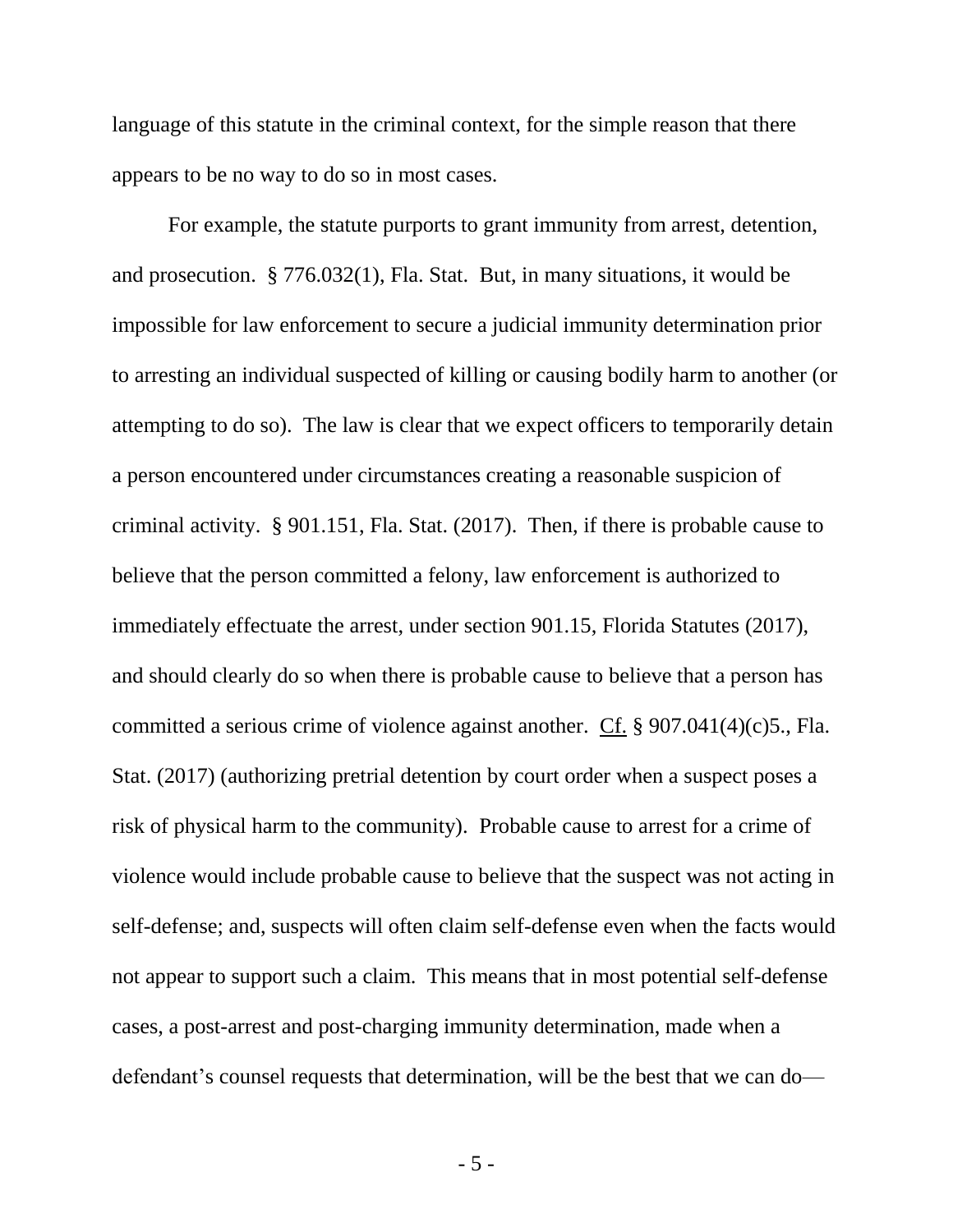language of this statute in the criminal context, for the simple reason that there appears to be no way to do so in most cases.

For example, the statute purports to grant immunity from arrest, detention, and prosecution. § 776.032(1), Fla. Stat. But, in many situations, it would be impossible for law enforcement to secure a judicial immunity determination prior to arresting an individual suspected of killing or causing bodily harm to another (or attempting to do so). The law is clear that we expect officers to temporarily detain a person encountered under circumstances creating a reasonable suspicion of criminal activity. § 901.151, Fla. Stat. (2017). Then, if there is probable cause to believe that the person committed a felony, law enforcement is authorized to immediately effectuate the arrest, under section 901.15, Florida Statutes (2017), and should clearly do so when there is probable cause to believe that a person has committed a serious crime of violence against another. Cf. § 907.041(4)(c)5., Fla. Stat. (2017) (authorizing pretrial detention by court order when a suspect poses a risk of physical harm to the community). Probable cause to arrest for a crime of violence would include probable cause to believe that the suspect was not acting in self-defense; and, suspects will often claim self-defense even when the facts would not appear to support such a claim. This means that in most potential self-defense cases, a post-arrest and post-charging immunity determination, made when a defendant's counsel requests that determination, will be the best that we can do—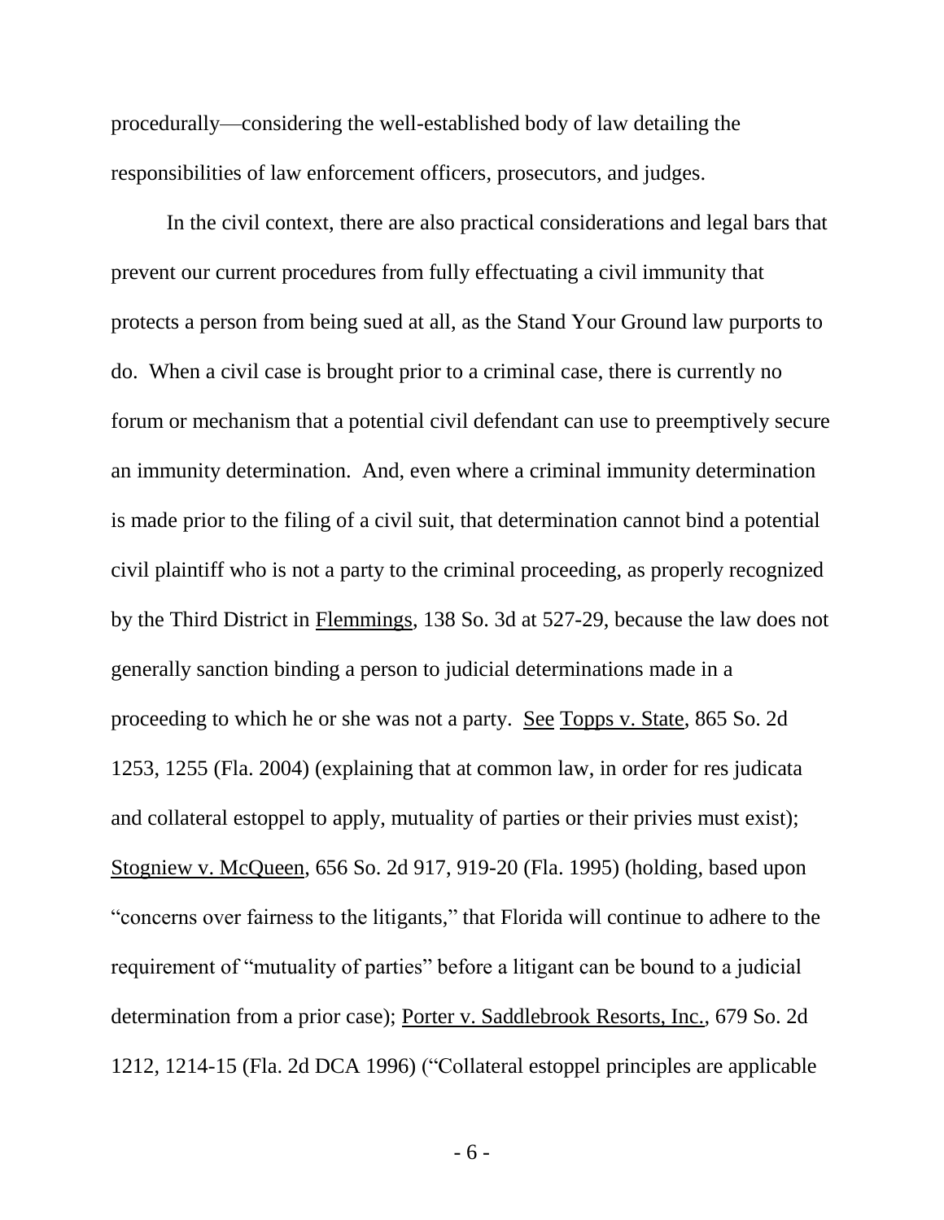procedurally—considering the well-established body of law detailing the responsibilities of law enforcement officers, prosecutors, and judges.

In the civil context, there are also practical considerations and legal bars that prevent our current procedures from fully effectuating a civil immunity that protects a person from being sued at all, as the Stand Your Ground law purports to do. When a civil case is brought prior to a criminal case, there is currently no forum or mechanism that a potential civil defendant can use to preemptively secure an immunity determination. And, even where a criminal immunity determination is made prior to the filing of a civil suit, that determination cannot bind a potential civil plaintiff who is not a party to the criminal proceeding, as properly recognized by the Third District in Flemmings, 138 So. 3d at 527-29, because the law does not generally sanction binding a person to judicial determinations made in a proceeding to which he or she was not a party. See Topps v. State, 865 So. 2d 1253, 1255 (Fla. 2004) (explaining that at common law, in order for res judicata and collateral estoppel to apply, mutuality of parties or their privies must exist); Stogniew v. McQueen, 656 So. 2d 917, 919-20 (Fla. 1995) (holding, based upon "concerns over fairness to the litigants," that Florida will continue to adhere to the requirement of "mutuality of parties" before a litigant can be bound to a judicial determination from a prior case); Porter v. Saddlebrook Resorts, Inc., 679 So. 2d 1212, 1214-15 (Fla. 2d DCA 1996) ("Collateral estoppel principles are applicable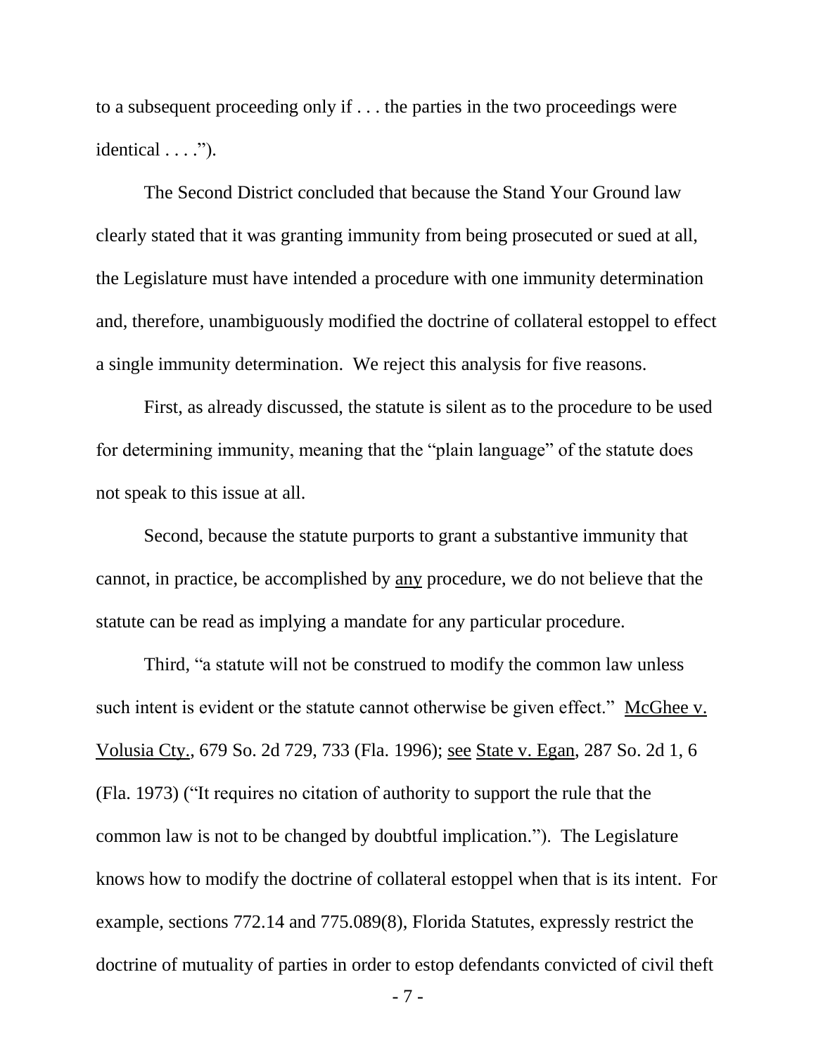to a subsequent proceeding only if . . . the parties in the two proceedings were identical . . . .").

The Second District concluded that because the Stand Your Ground law clearly stated that it was granting immunity from being prosecuted or sued at all, the Legislature must have intended a procedure with one immunity determination and, therefore, unambiguously modified the doctrine of collateral estoppel to effect a single immunity determination. We reject this analysis for five reasons.

First, as already discussed, the statute is silent as to the procedure to be used for determining immunity, meaning that the "plain language" of the statute does not speak to this issue at all.

Second, because the statute purports to grant a substantive immunity that cannot, in practice, be accomplished by <u>any</u> procedure, we do not believe that the statute can be read as implying a mandate for any particular procedure.

Third, "a statute will not be construed to modify the common law unless such intent is evident or the statute cannot otherwise be given effect." <u>McGhee v. Volusia Cty.</u>, 679 So. 2d 729, 733 (Fla. 1996); <u>see</u> <u>State v. Egan</u>, 287 So. 2d 1, 6 (Fla. 1973) ("It requires no citation of authority to support the rule that the common law is not to be changed by doubtful implication."). The Legislature knows how to modify the doctrine of collateral estoppel when that is its intent. For example, sections 772.14 and 775.089(8), Florida Statutes, expressly restrict the doctrine of mutuality of parties in order to estop defendants convicted of civil theft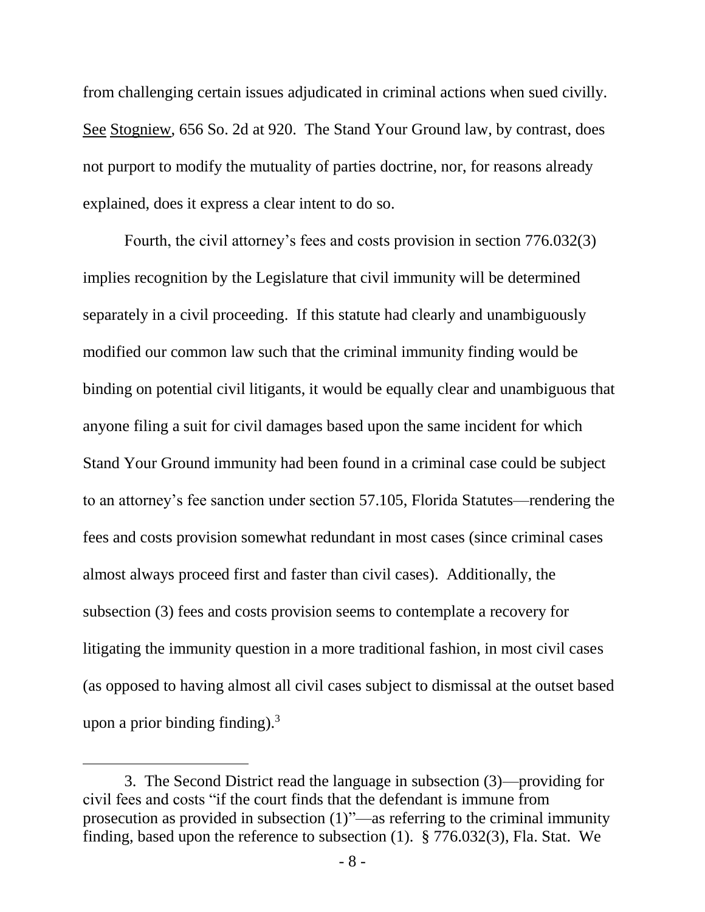from challenging certain issues adjudicated in criminal actions when sued civilly. See Stogniew, 656 So. 2d at 920. The Stand Your Ground law, by contrast, does not purport to modify the mutuality of parties doctrine, nor, for reasons already explained, does it express a clear intent to do so.

Fourth, the civil attorney's fees and costs provision in section 776.032(3) implies recognition by the Legislature that civil immunity will be determined separately in a civil proceeding. If this statute had clearly and unambiguously modified our common law such that the criminal immunity finding would be binding on potential civil litigants, it would be equally clear and unambiguous that anyone filing a suit for civil damages based upon the same incident for which Stand Your Ground immunity had been found in a criminal case could be subject to an attorney's fee sanction under section 57.105, Florida Statutes—rendering the fees and costs provision somewhat redundant in most cases (since criminal cases almost always proceed first and faster than civil cases). Additionally, the subsection (3) fees and costs provision seems to contemplate a recovery for litigating the immunity question in a more traditional fashion, in most civil cases (as opposed to having almost all civil cases subject to dismissal at the outset based upon a prior binding finding).[3]

---

3. The Second District read the language in subsection (3)—providing for civil fees and costs "if the court finds that the defendant is immune from prosecution as provided in subsection (1)"—as referring to the criminal immunity finding, based upon the reference to subsection (1). § 776.032(3), Fla. Stat. We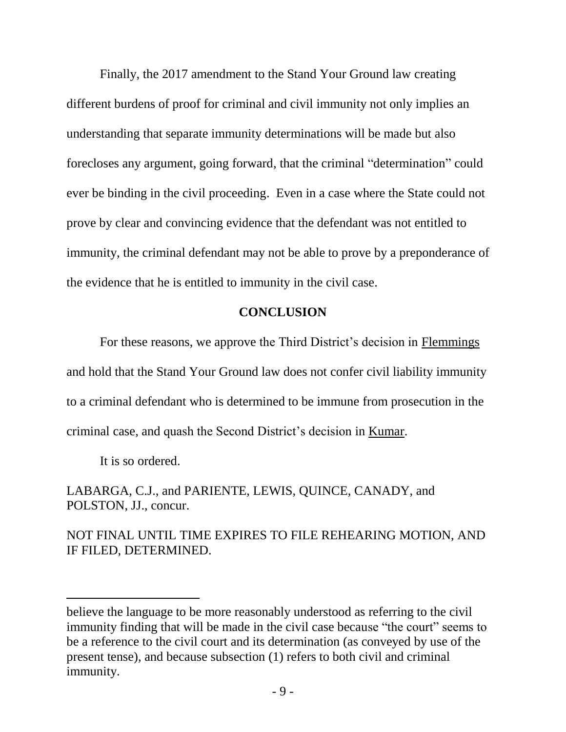Finally, the 2017 amendment to the Stand Your Ground law creating different burdens of proof for criminal and civil immunity not only implies an understanding that separate immunity determinations will be made but also forecloses any argument, going forward, that the criminal "determination" could ever be binding in the civil proceeding. Even in a case where the State could not prove by clear and convincing evidence that the defendant was not entitled to immunity, the criminal defendant may not be able to prove by a preponderance of the evidence that he is entitled to immunity in the civil case.

## CONCLUSION

For these reasons, we approve the Third District's decision in Flemmings and hold that the Stand Your Ground law does not confer civil liability immunity to a criminal defendant who is determined to be immune from prosecution in the criminal case, and quash the Second District's decision in Kumar.

It is so ordered.

LABARGA, C.J., and PARIENTE, LEWIS, QUINCE, CANADY, and POLSTON, JJ., concur.

NOT FINAL UNTIL TIME EXPIRES TO FILE REHEARING MOTION, AND IF FILED, DETERMINED.

---

believe the language to be more reasonably understood as referring to the civil immunity finding that will be made in the civil case because "the court" seems to be a reference to the civil court and its determination (as conveyed by use of the present tense), and because subsection (1) refers to both civil and criminal immunity.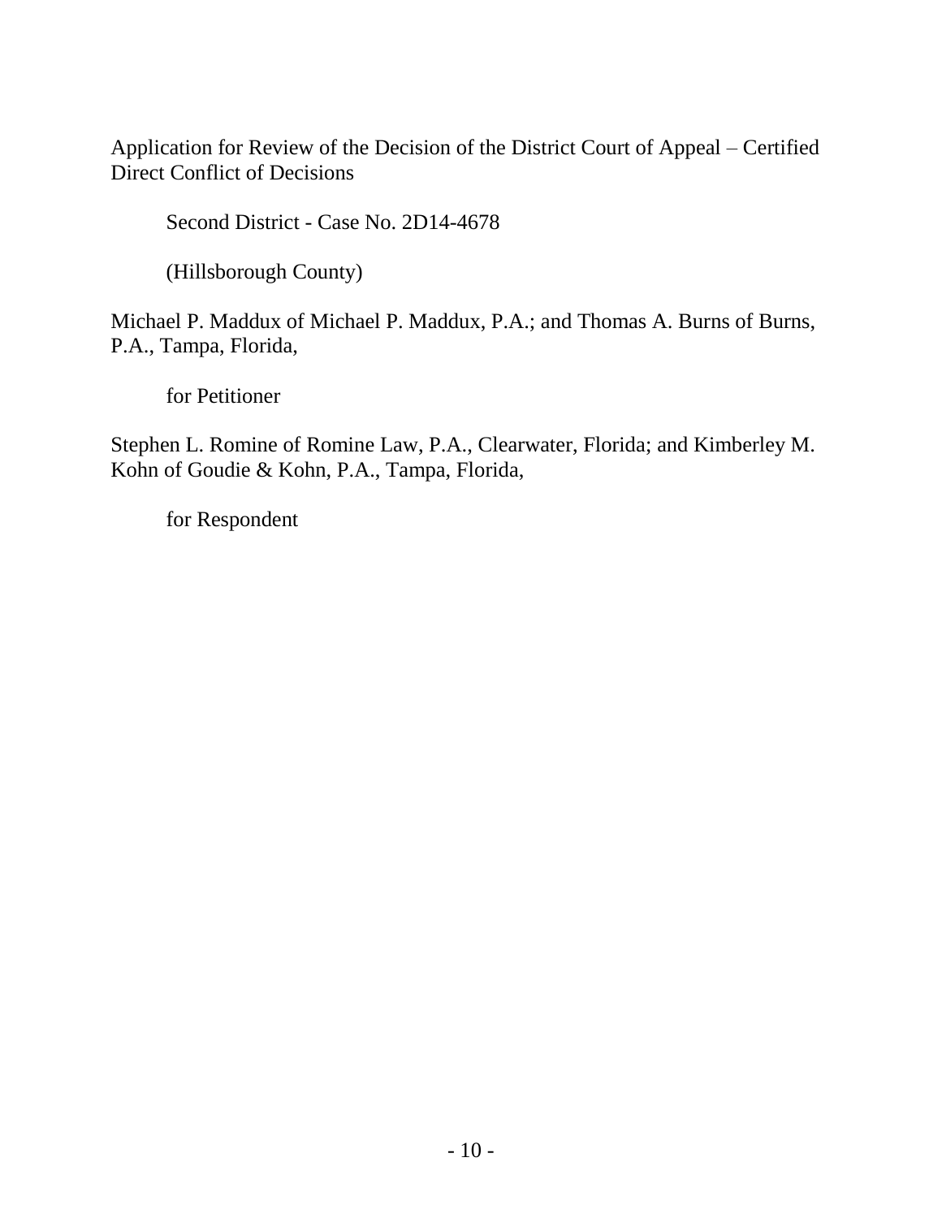Application for Review of the Decision of the District Court of Appeal – Certified Direct Conflict of Decisions

Second District - Case No. 2D14-4678

(Hillsborough County)

Michael P. Maddux of Michael P. Maddux, P.A.; and Thomas A. Burns of Burns, P.A., Tampa, Florida,

for Petitioner

Stephen L. Romine of Romine Law, P.A., Clearwater, Florida; and Kimberley M. Kohn of Goudie & Kohn, P.A., Tampa, Florida,

for Respondent